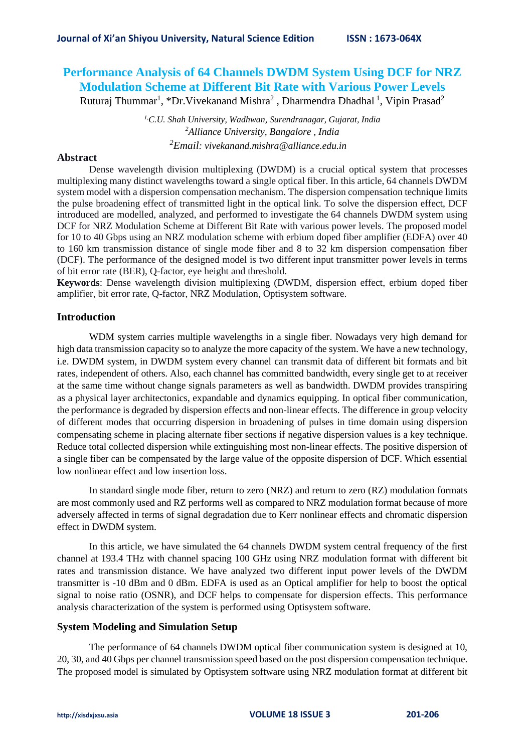# Performance Analysis of 64 Channels DWDM System Using DCF for NRZ Modulation Scheme at Different Bit Rate with Various Power Levels

Ruturaj Thummar[1], *Dr.Vivekanand Mishra[2] , Dharmendra Dhadhal [1], Vipin Prasad[2]

*[1,]C.U. Shah University, Wadhwan, Surendranagar, Gujarat, India*

*[2]Alliance University, Bangalore , India*

*[2]Email: vivekanand.mishra@alliance.edu.in*

## Abstract

Dense wavelength division multiplexing (DWDM) is a crucial optical system that processes multiplexing many distinct wavelengths toward a single optical fiber. In this article, 64 channels DWDM system model with a dispersion compensation mechanism. The dispersion compensation technique limits the pulse broadening effect of transmitted light in the optical link. To solve the dispersion effect, DCF introduced are modelled, analyzed, and performed to investigate the 64 channels DWDM system using DCF for NRZ Modulation Scheme at Different Bit Rate with various power levels. The proposed model for 10 to 40 Gbps using an NRZ modulation scheme with erbium doped fiber amplifier (EDFA) over 40 to 160 km transmission distance of single mode fiber and 8 to 32 km dispersion compensation fiber (DCF). The performance of the designed model is two different input transmitter power levels in terms of bit error rate (BER), Q-factor, eye height and threshold.

**Keywords**: Dense wavelength division multiplexing (DWDM, dispersion effect, erbium doped fiber amplifier, bit error rate, Q-factor, NRZ Modulation, Optisystem software.

## Introduction

WDM system carries multiple wavelengths in a single fiber. Nowadays very high demand for high data transmission capacity so to analyze the more capacity of the system. We have a new technology, i.e. DWDM system, in DWDM system every channel can transmit data of different bit formats and bit rates, independent of others. Also, each channel has committed bandwidth, every single get to at receiver at the same time without change signals parameters as well as bandwidth. DWDM provides transpiring as a physical layer architectonics, expandable and dynamics equipping. In optical fiber communication, the performance is degraded by dispersion effects and non-linear effects. The difference in group velocity of different modes that occurring dispersion in broadening of pulses in time domain using dispersion compensating scheme in placing alternate fiber sections if negative dispersion values is a key technique. Reduce total collected dispersion while extinguishing most non-linear effects. The positive dispersion of a single fiber can be compensated by the large value of the opposite dispersion of DCF. Which essential low nonlinear effect and low insertion loss.

In standard single mode fiber, return to zero (NRZ) and return to zero (RZ) modulation formats are most commonly used and RZ performs well as compared to NRZ modulation format because of more adversely affected in terms of signal degradation due to Kerr nonlinear effects and chromatic dispersion effect in DWDM system.

In this article, we have simulated the 64 channels DWDM system central frequency of the first channel at 193.4 THz with channel spacing 100 GHz using NRZ modulation format with different bit rates and transmission distance. We have analyzed two different input power levels of the DWDM transmitter is -10 dBm and 0 dBm. EDFA is used as an Optical amplifier for help to boost the optical signal to noise ratio (OSNR), and DCF helps to compensate for dispersion effects. This performance analysis characterization of the system is performed using Optisystem software.

## System Modeling and Simulation Setup

The performance of 64 channels DWDM optical fiber communication system is designed at 10, 20, 30, and 40 Gbps per channel transmission speed based on the post dispersion compensation technique. The proposed model is simulated by Optisystem software using NRZ modulation format at different bit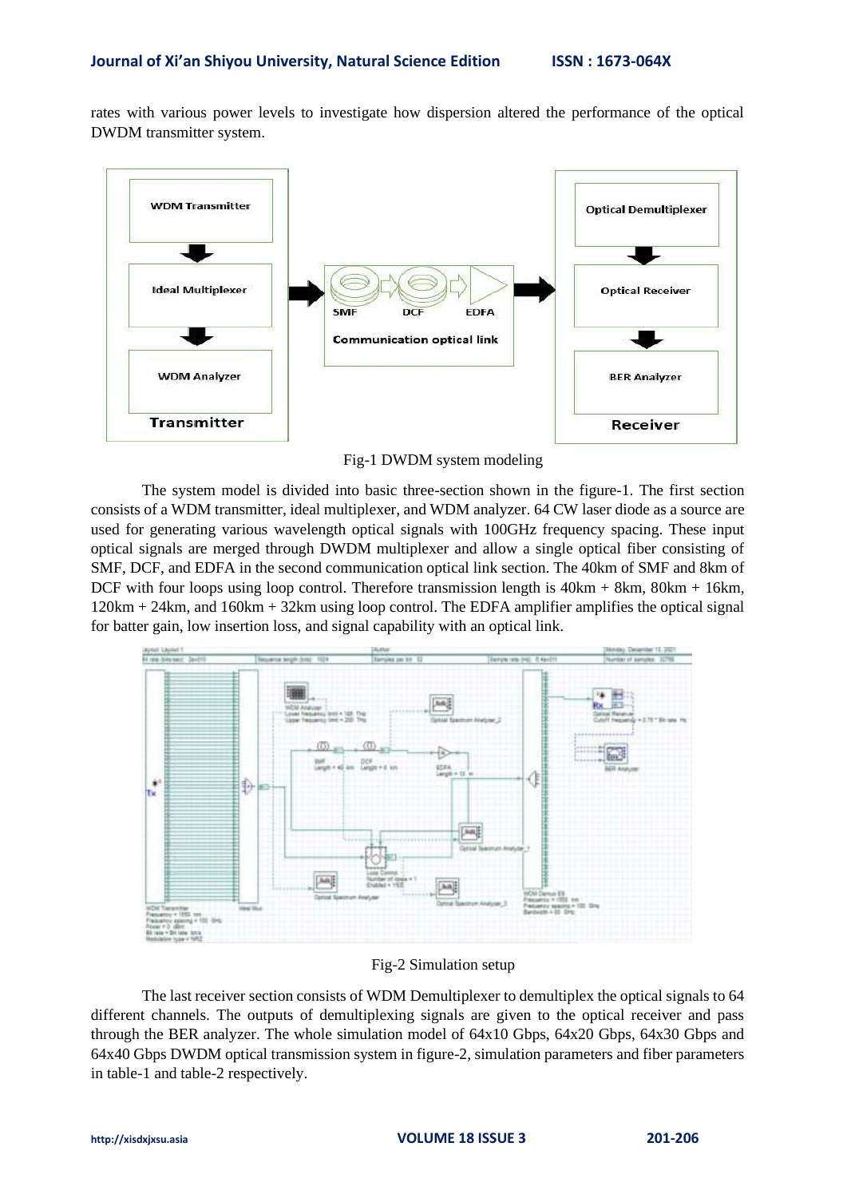rates with various power levels to investigate how dispersion altered the performance of the optical DWDM transmitter system.

Fig-1 DWDM system modeling

The system model is divided into basic three-section shown in the figure-1. The first section consists of a WDM transmitter, ideal multiplexer, and WDM analyzer. 64 CW laser diode as a source are used for generating various wavelength optical signals with 100GHz frequency spacing. These input optical signals are merged through DWDM multiplexer and allow a single optical fiber consisting of SMF, DCF, and EDFA in the second communication optical link section. The 40km of SMF and 8km of DCF with four loops using loop control. Therefore transmission length is 40km + 8km, 80km + 16km, 120km + 24km, and 160km + 32km using loop control. The EDFA amplifier amplifies the optical signal for batter gain, low insertion loss, and signal capability with an optical link.

Fig-2 Simulation setup

The last receiver section consists of WDM Demultiplexer to demultiplex the optical signals to 64 different channels. The outputs of demultiplexing signals are given to the optical receiver and pass through the BER analyzer. The whole simulation model of 64x10 Gbps, 64x20 Gbps, 64x30 Gbps and 64x40 Gbps DWDM optical transmission system in figure-2, simulation parameters and fiber parameters in table-1 and table-2 respectively.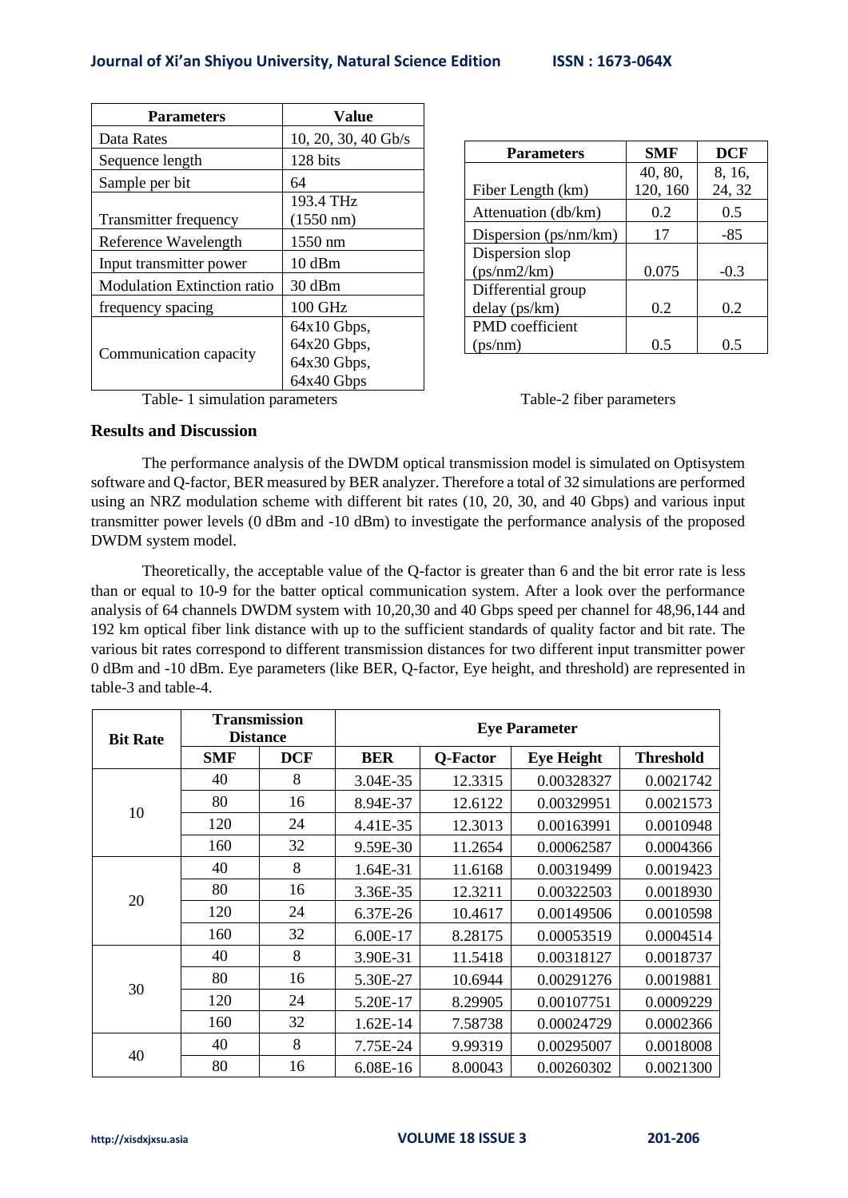| Parameters | Value |
|---|---|
| Data Rates | 10, 20, 30, 40 Gb/s |
| Sequence length | 128 bits |
| Sample per bit | 64 |
| Transmitter frequency | 193.4 THz (1550 nm) |
| Reference Wavelength | 1550 nm |
| Input transmitter power | 10 dBm |
| Modulation Extinction ratio | 30 dBm |
| frequency spacing | 100 GHz |
| Communication capacity | 64x10 Gbps, 64x20 Gbps, 64x30 Gbps, 64x40 Gbps |

Table- 1 simulation parameters

| Parameters | SMF | DCF |
|---|---|---|
| Fiber Length (km) | 40, 80, 120, 160 | 8, 16, 24, 32 |
| Attenuation (db/km) | 0.2 | 0.5 |
| Dispersion (ps/nm/km) | 17 | -85 |
| Dispersion slop (ps/nm2/km) | 0.075 | -0.3 |
| Differential group delay (ps/km) | 0.2 | 0.2 |
| PMD coefficient (ps/nm) | 0.5 | 0.5 |

Table-2 fiber parameters

## Results and Discussion

The performance analysis of the DWDM optical transmission model is simulated on Optisystem software and Q-factor, BER measured by BER analyzer. Therefore a total of 32 simulations are performed using an NRZ modulation scheme with different bit rates (10, 20, 30, and 40 Gbps) and various input transmitter power levels (0 dBm and -10 dBm) to investigate the performance analysis of the proposed DWDM system model.

Theoretically, the acceptable value of the Q-factor is greater than 6 and the bit error rate is less than or equal to 10-9 for the batter optical communication system. After a look over the performance analysis of 64 channels DWDM system with 10,20,30 and 40 Gbps speed per channel for 48,96,144 and 192 km optical fiber link distance with up to the sufficient standards of quality factor and bit rate. The various bit rates correspond to different transmission distances for two different input transmitter power 0 dBm and -10 dBm. Eye parameters (like BER, Q-factor, Eye height, and threshold) are represented in table-3 and table-4.

| Bit Rate | Transmission Distance | | Eye Parameter | | | |
|---|---|---|---|---|---|---|
| | SMF | DCF | BER | Q-Factor | Eye Height | Threshold |
| 10 | 40 | 8 | 3.04E-35 | 12.3315 | 0.00328327 | 0.0021742 |
| | 80 | 16 | 8.94E-37 | 12.6122 | 0.00329951 | 0.0021573 |
| | 120 | 24 | 4.41E-35 | 12.3013 | 0.00163991 | 0.0010948 |
| | 160 | 32 | 9.59E-30 | 11.2654 | 0.00062587 | 0.0004366 |
| 20 | 40 | 8 | 1.64E-31 | 11.6168 | 0.00319499 | 0.0019423 |
| | 80 | 16 | 3.36E-35 | 12.3211 | 0.00322503 | 0.0018930 |
| | 120 | 24 | 6.37E-26 | 10.4617 | 0.00149506 | 0.0010598 |
| | 160 | 32 | 6.00E-17 | 8.28175 | 0.00053519 | 0.0004514 |
| 30 | 40 | 8 | 3.90E-31 | 11.5418 | 0.00318127 | 0.0018737 |
| | 80 | 16 | 5.30E-27 | 10.6944 | 0.00291276 | 0.0019881 |
| | 120 | 24 | 5.20E-17 | 8.29905 | 0.00107751 | 0.0009229 |
| | 160 | 32 | 1.62E-14 | 7.58738 | 0.00024729 | 0.0002366 |
| 40 | 40 | 8 | 7.75E-24 | 9.99319 | 0.00295007 | 0.0018008 |
| | 80 | 16 | 6.08E-16 | 8.00043 | 0.00260302 | 0.0021300 |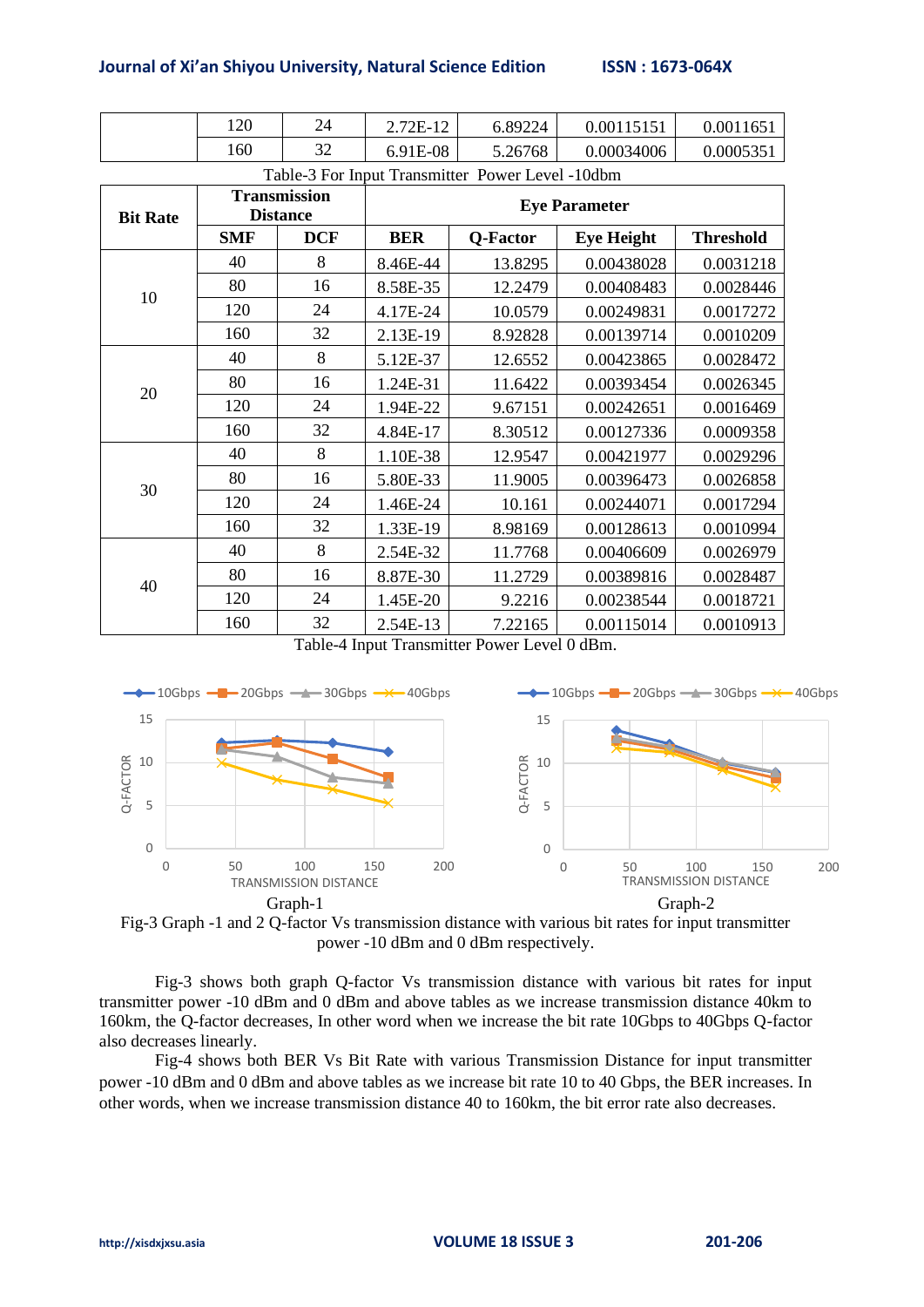|  | 120 | 24 | 2.72E-12 | 6.89224 | 0.00115151 | 0.0011651 |
|---|---|---|---|---|---|---|
|  | 160 | 32 | 6.91E-08 | 5.26768 | 0.00034006 | 0.0005351 |

Table-3 For Input Transmitter Power Level -10dbm

| Bit Rate | Transmission Distance |  | Eye Parameter |  |  |  |
|---|---|---|---|---|---|---|
|  | SMF | DCF | BER | Q-Factor | Eye Height | Threshold |
| 10 | 40 | 8 | 8.46E-44 | 13.8295 | 0.00438028 | 0.0031218 |
|  | 80 | 16 | 8.58E-35 | 12.2479 | 0.00408483 | 0.0028446 |
|  | 120 | 24 | 4.17E-24 | 10.0579 | 0.00249831 | 0.0017272 |
|  | 160 | 32 | 2.13E-19 | 8.92828 | 0.00139714 | 0.0010209 |
| 20 | 40 | 8 | 5.12E-37 | 12.6552 | 0.00423865 | 0.0028472 |
|  | 80 | 16 | 1.24E-31 | 11.6422 | 0.00393454 | 0.0026345 |
|  | 120 | 24 | 1.94E-22 | 9.67151 | 0.00242651 | 0.0016469 |
|  | 160 | 32 | 4.84E-17 | 8.30512 | 0.00127336 | 0.0009358 |
| 30 | 40 | 8 | 1.10E-38 | 12.9547 | 0.00421977 | 0.0029296 |
|  | 80 | 16 | 5.80E-33 | 11.9005 | 0.00396473 | 0.0026858 |
|  | 120 | 24 | 1.46E-24 | 10.161 | 0.00244071 | 0.0017294 |
|  | 160 | 32 | 1.33E-19 | 8.98169 | 0.00128613 | 0.0010994 |
| 40 | 40 | 8 | 2.54E-32 | 11.7768 | 0.00406609 | 0.0026979 |
|  | 80 | 16 | 8.87E-30 | 11.2729 | 0.00389816 | 0.0028487 |
|  | 120 | 24 | 1.45E-20 | 9.2216 | 0.00238544 | 0.0018721 |
|  | 160 | 32 | 2.54E-13 | 7.22165 | 0.00115014 | 0.0010913 |

Table-4 Input Transmitter Power Level 0 dBm.

Graph-1 Graph-2

Fig-3 Graph -1 and 2 Q-factor Vs transmission distance with various bit rates for input transmitter power -10 dBm and 0 dBm respectively.

Fig-3 shows both graph Q-factor Vs transmission distance with various bit rates for input transmitter power -10 dBm and 0 dBm and above tables as we increase transmission distance 40km to 160km, the Q-factor decreases, In other word when we increase the bit rate 10Gbps to 40Gbps Q-factor also decreases linearly.

Fig-4 shows both BER Vs Bit Rate with various Transmission Distance for input transmitter power -10 dBm and 0 dBm and above tables as we increase bit rate 10 to 40 Gbps, the BER increases. In other words, when we increase transmission distance 40 to 160km, the bit error rate also decreases.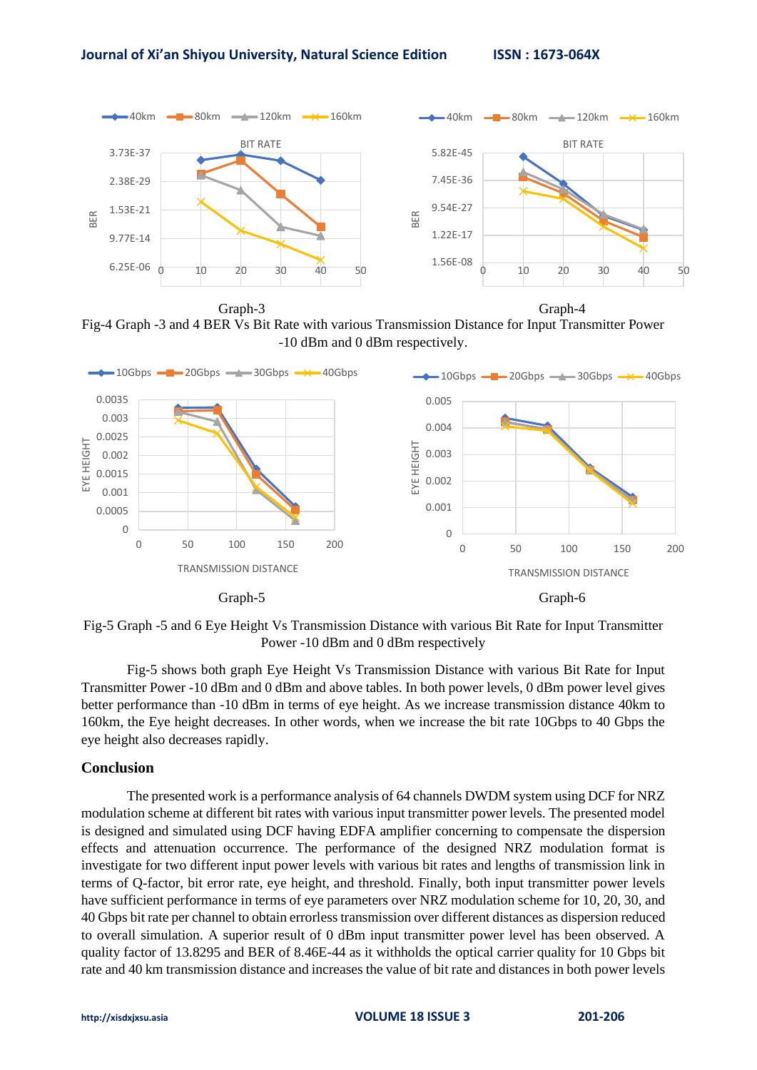Graph-3

Graph-4

Fig-4 Graph -3 and 4 BER Vs Bit Rate with various Transmission Distance for Input Transmitter Power -10 dBm and 0 dBm respectively.

Graph-5

Graph-6

Fig-5 Graph -5 and 6 Eye Height Vs Transmission Distance with various Bit Rate for Input Transmitter Power -10 dBm and 0 dBm respectively

Fig-5 shows both graph Eye Height Vs Transmission Distance with various Bit Rate for Input Transmitter Power -10 dBm and 0 dBm and above tables. In both power levels, 0 dBm power level gives better performance than -10 dBm in terms of eye height. As we increase transmission distance 40km to 160km, the Eye height decreases. In other words, when we increase the bit rate 10Gbps to 40 Gbps the eye height also decreases rapidly.

## Conclusion

The presented work is a performance analysis of 64 channels DWDM system using DCF for NRZ modulation scheme at different bit rates with various input transmitter power levels. The presented model is designed and simulated using DCF having EDFA amplifier concerning to compensate the dispersion effects and attenuation occurrence. The performance of the designed NRZ modulation format is investigate for two different input power levels with various bit rates and lengths of transmission link in terms of Q-factor, bit error rate, eye height, and threshold. Finally, both input transmitter power levels have sufficient performance in terms of eye parameters over NRZ modulation scheme for 10, 20, 30, and 40 Gbps bit rate per channel to obtain errorless transmission over different distances as dispersion reduced to overall simulation. A superior result of 0 dBm input transmitter power level has been observed. A quality factor of 13.8295 and BER of 8.46E-44 as it withholds the optical carrier quality for 10 Gbps bit rate and 40 km transmission distance and increases the value of bit rate and distances in both power levels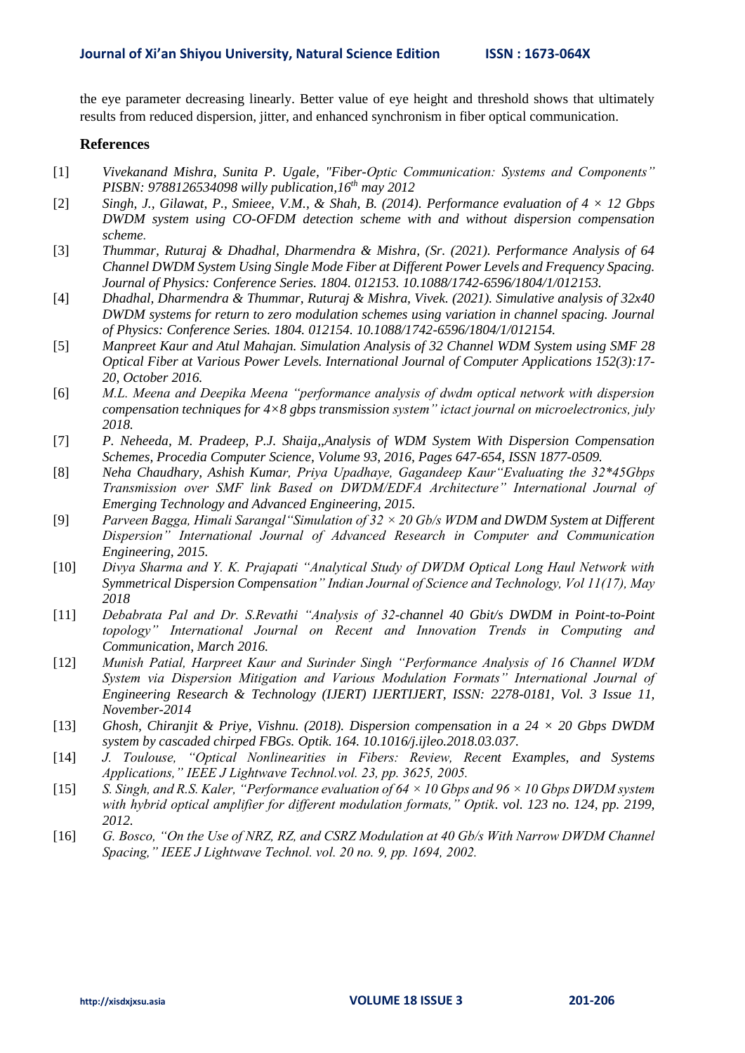the eye parameter decreasing linearly. Better value of eye height and threshold shows that ultimately results from reduced dispersion, jitter, and enhanced synchronism in fiber optical communication.

## References

[1] *Vivekanand Mishra, Sunita P. Ugale, "Fiber-Optic Communication: Systems and Components" PISBN: 9788126534098 willy publication,16th may 2012*

[2] *Singh, J., Gilawat, P., Smieee, V.M., & Shah, B. (2014). Performance evaluation of 4 × 12 Gbps DWDM system using CO-OFDM detection scheme with and without dispersion compensation scheme.*

[3] *Thummar, Ruturaj & Dhadhal, Dharmendra & Mishra, (Sr. (2021). Performance Analysis of 64 Channel DWDM System Using Single Mode Fiber at Different Power Levels and Frequency Spacing. Journal of Physics: Conference Series. 1804. 012153. 10.1088/1742-6596/1804/1/012153.*

[4] *Dhadhal, Dharmendra & Thummar, Ruturaj & Mishra, Vivek. (2021). Simulative analysis of 32x40 DWDM systems for return to zero modulation schemes using variation in channel spacing. Journal of Physics: Conference Series. 1804. 012154. 10.1088/1742-6596/1804/1/012154.*

[5] *Manpreet Kaur and Atul Mahajan. Simulation Analysis of 32 Channel WDM System using SMF 28 Optical Fiber at Various Power Levels. International Journal of Computer Applications 152(3):17-20, October 2016.*

[6] *M.L. Meena and Deepika Meena "performance analysis of dwdm optical network with dispersion compensation techniques for 4×8 gbps transmission system" ictact journal on microelectronics, july 2018.*

[7] *P. Neheeda, M. Pradeep, P.J. Shaija,,Analysis of WDM System With Dispersion Compensation Schemes, Procedia Computer Science, Volume 93, 2016, Pages 647-654, ISSN 1877-0509.*

[8] *Neha Chaudhary, Ashish Kumar, Priya Upadhaye, Gagandeep Kaur"Evaluating the 32*45Gbps Transmission over SMF link Based on DWDM/EDFA Architecture" International Journal of Emerging Technology and Advanced Engineering, 2015.*

[9] *Parveen Bagga, Himali Sarangal"Simulation of 32 × 20 Gb/s WDM and DWDM System at Different Dispersion" International Journal of Advanced Research in Computer and Communication Engineering, 2015.*

[10] *Divya Sharma and Y. K. Prajapati "Analytical Study of DWDM Optical Long Haul Network with Symmetrical Dispersion Compensation" Indian Journal of Science and Technology, Vol 11(17), May 2018*

[11] *Debabrata Pal and Dr. S.Revathi "Analysis of 32-channel 40 Gbit/s DWDM in Point-to-Point topology" International Journal on Recent and Innovation Trends in Computing and Communication, March 2016.*

[12] *Munish Patial, Harpreet Kaur and Surinder Singh "Performance Analysis of 16 Channel WDM System via Dispersion Mitigation and Various Modulation Formats" International Journal of Engineering Research & Technology (IJERT) IJERTIJERT, ISSN: 2278-0181, Vol. 3 Issue 11, November-2014*

[13] *Ghosh, Chiranjit & Priye, Vishnu. (2018). Dispersion compensation in a 24 × 20 Gbps DWDM system by cascaded chirped FBGs. Optik. 164. 10.1016/j.ijleo.2018.03.037.*

[14] *J. Toulouse, "Optical Nonlinearities in Fibers: Review, Recent Examples, and Systems Applications," IEEE J Lightwave Technol.vol. 23, pp. 3625, 2005.*

[15] *S. Singh, and R.S. Kaler, "Performance evaluation of 64 × 10 Gbps and 96 × 10 Gbps DWDM system with hybrid optical amplifier for different modulation formats," Optik. vol. 123 no. 124, pp. 2199, 2012.*

[16] *G. Bosco, "On the Use of NRZ, RZ, and CSRZ Modulation at 40 Gb/s With Narrow DWDM Channel Spacing," IEEE J Lightwave Technol. vol. 20 no. 9, pp. 1694, 2002.*